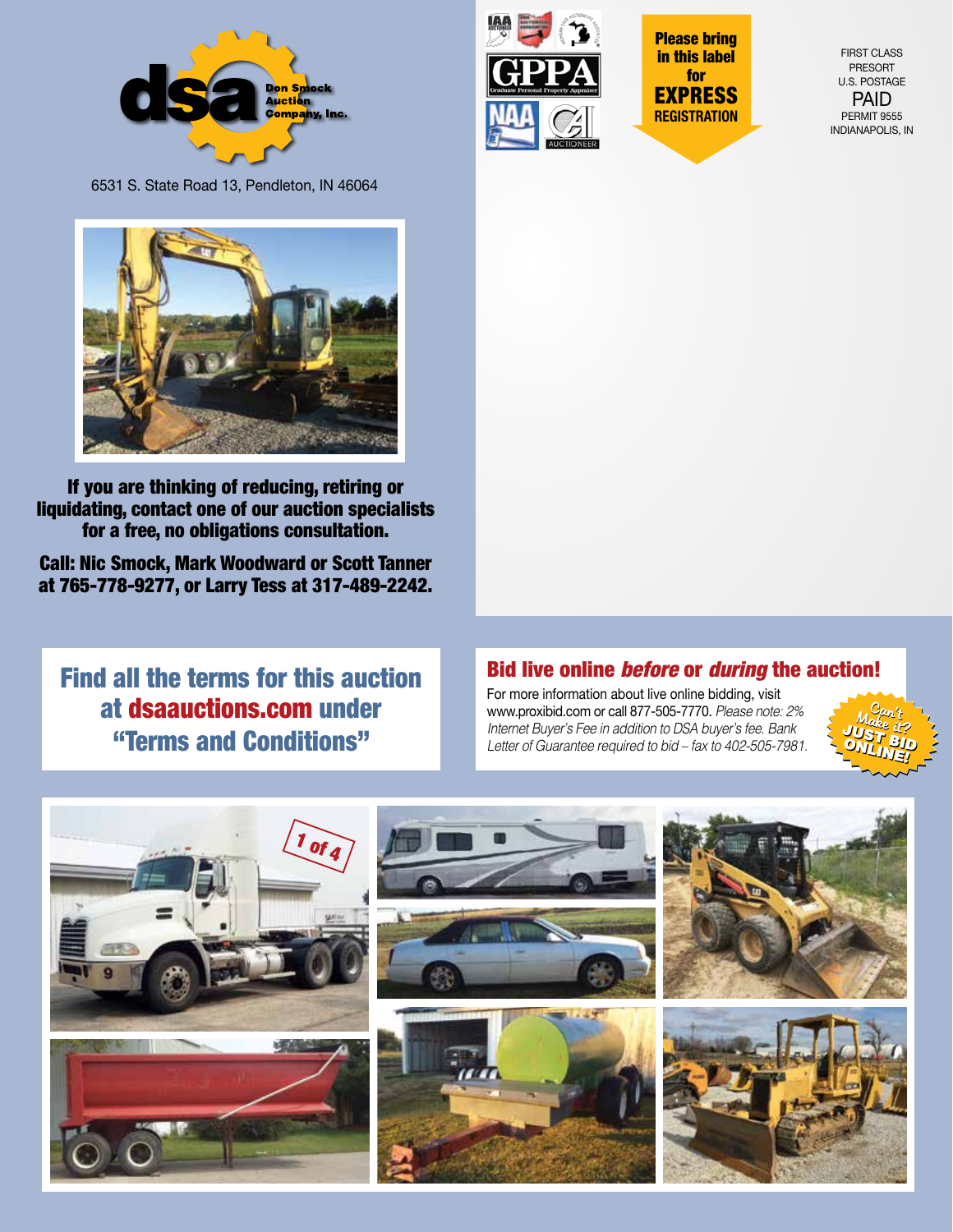**dsa** Don Smock Auction Company, Inc.

6531 S. State Road 13, Pendleton, IN 46064

**Please bring in this label for EXPRESS REGISTRATION**

FIRST CLASS PRESORT U.S. POSTAGE PAID PERMIT 9555 INDIANAPOLIS, IN

**If you are thinking of reducing, retiring or liquidating, contact one of our auction specialists for a free, no obligations consultation.**

**Call: Nic Smock, Mark Woodward or Scott Tanner at 765-778-9277, or Larry Tess at 317-489-2242.**

## Find all the terms for this auction at dsaauctions.com under "Terms and Conditions"

## Bid live online *before* or *during* the auction!

For more information about live online bidding, visit www.proxibid.com or call 877-505-7770. *Please note: 2% Internet Buyer's Fee in addition to DSA buyer's fee. Bank Letter of Guarantee required to bid – fax to 402-505-7981.*

Can't Make it? JUST BID ONLINE!

1 of 4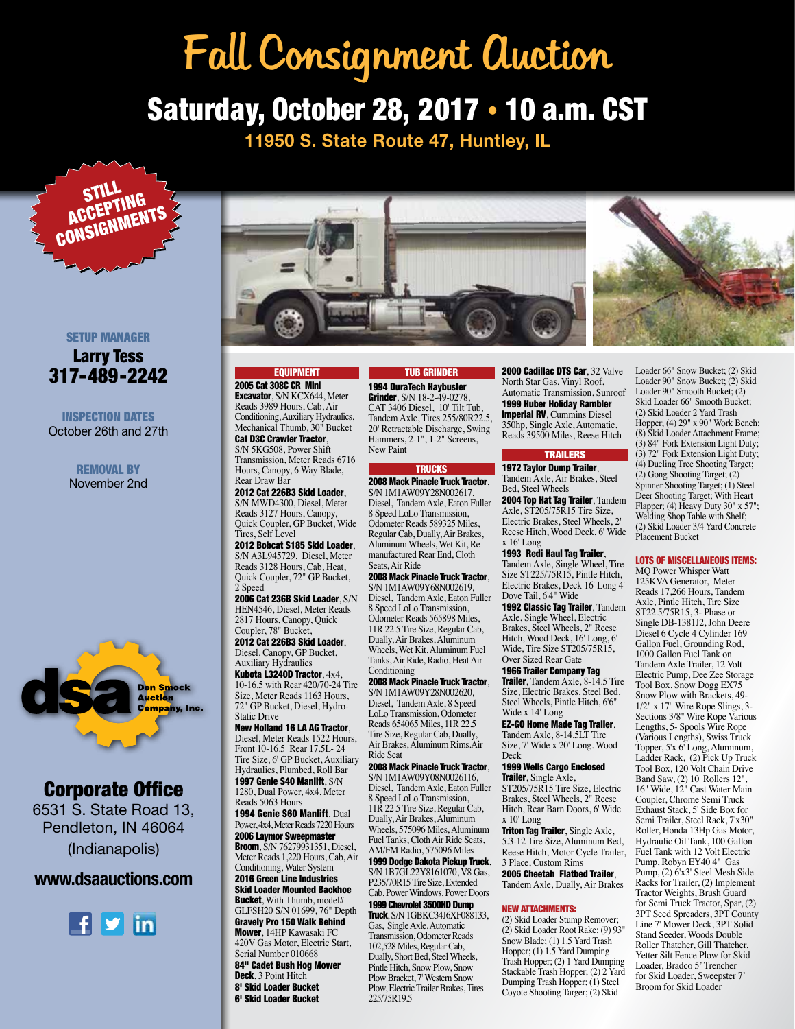# Fall Consignment Auction

## Saturday, October 28, 2017 • 10 a.m. CST

**11950 S. State Route 47, Huntley, IL**

STILL ACCEPTING CONSIGNMENTS

**SETUP MANAGER**
**Larry Tess**
**317-489-2242**

**INSPECTION DATES**
October 26th and 27th

**REMOVAL BY**
November 2nd

dsa Don Smock Auction Company, Inc.

## Corporate Office

6531 S. State Road 13,
Pendleton, IN 46064
(Indianapolis)

**www.dsaauctions.com**

### EQUIPMENT

**2005 Cat 308C CR Mini Excavator**, S/N KCX644, Meter Reads 3989 Hours, Cab, Air Conditioning, Auxiliary Hydraulics, Mechanical Thumb, 30" Bucket

**Cat D3C Crawler Tractor**, S/N 5KG508, Power Shift Transmission, Meter Reads 6716 Hours, Canopy, 6 Way Blade, Rear Draw Bar

**2012 Cat 226B3 Skid Loader**, S/N MWD4300, Diesel, Meter Reads 3127 Hours, Canopy, Quick Coupler, GP Bucket, Wide Tires, Self Level

**2012 Bobcat S185 Skid Loader**, S/N A3L945729, Diesel, Meter Reads 3128 Hours, Cab, Heat, Quick Coupler, 72" GP Bucket, 2 Speed

**2006 Cat 236B Skid Loader**, S/N HEN4546, Diesel, Meter Reads 2817 Hours, Canopy, Quick Coupler, 78" Bucket,

**2012 Cat 226B3 Skid Loader**, Diesel, Canopy, GP Bucket, Auxiliary Hydraulics

**Kubota L3240D Tractor**, 4x4, 10-16.5 with Rear 420/70-24 Tire Size, Meter Reads 1163 Hours, 72" GP Bucket, Diesel, Hydro-Static Drive

**New Holland 16 LA AG Tractor**, Diesel, Meter Reads 1522 Hours, Front 10-16.5 Rear 17.5L- 24 Tire Size, 6' GP Bucket, Auxiliary Hydraulics, Plumbed, Roll Bar

**1997 Genie S40 Manlift**, S/N 1280, Dual Power, 4x4, Meter Reads 5063 Hours

**1994 Genie S60 Manlift**, Dual Power, 4x4, Meter Reads 7220 Hours

**2006 Laymor Sweepmaster Broom**, S/N 76279931351, Diesel, Meter Reads 1,220 Hours, Cab, Air Conditioning, Water System

**2016 Green Line Industries Skid Loader Mounted Backhoe Bucket**, With Thumb, model# GLFSH20 S/N 01699, 76" Depth

**Gravely Pro 150 Walk Behind Mower**, 14HP Kawasaki FC 420V Gas Motor, Electric Start, Serial Number 010668

**84" Cadet Bush Hog Mower Deck**, 3 Point Hitch

**8' Skid Loader Bucket**

**6' Skid Loader Bucket**

### TUB GRINDER

**1994 DuraTech Haybuster Grinder**, S/N 18-2-49-0278, CAT 3406 Diesel, 10' Tilt Tub, Tandem Axle, Tires 255/80R22.5, 20' Retractable Discharge, Swing Hammers, 2-1", 1-2" Screens, New Paint

### TRUCKS

**2008 Mack Pinacle Truck Tractor**, S/N 1M1AW09Y28N002617, Diesel, Tandem Axle, Eaton Fuller 8 Speed LoLo Transmission, Odometer Reads 589325 Miles, Regular Cab, Dually, Air Brakes, Aluminum Wheels, Wet Kit, Re manufactured Rear End, Cloth Seats, Air Ride

**2008 Mack Pinacle Truck Tractor**, S/N 1M1AW09Y68N002619, Diesel, Tandem Axle, Eaton Fuller 8 Speed LoLo Transmission, Odometer Reads 565898 Miles, 11R 22.5 Tire Size, Regular Cab, Dually, Air Brakes, Aluminum Wheels, Wet Kit, Aluminum Fuel Tanks, Air Ride, Radio, Heat Air Conditioning

**2008 Mack Pinacle Truck Tractor**, S/N 1M1AW09Y28N002620, Diesel, Tandem Axle, 8 Speed LoLo Transmission, Odometer Reads 654065 Miles, 11R 22.5 Tire Size, Regular Cab, Dually, Air Brakes, Aluminum Rims.Air Ride Seat

**2008 Mack Pinacle Truck Tractor**, S/N 1M1AW09Y08N0026116, Diesel, Tandem Axle, Eaton Fuller 8 Speed LoLo Transmission, 11R 22.5 Tire Size, Regular Cab, Dually, Air Brakes, Aluminum Wheels, 575096 Miles, Aluminum Fuel Tanks, Cloth Air Ride Seats, AM/FM Radio, 575096 Miles

**1999 Dodge Dakota Pickup Truck**, S/N 1B7GL22Y8161070, V8 Gas, P235/70R15 Tire Size, Extended Cab, Power Windows, Power Doors

**1999 Chevrolet 3500HD Dump Truck**, S/N 1GBKC34J6XF088133, Gas, Single Axle, Automatic Transmission, Odometer Reads 102,528 Miles, Regular Cab, Dually, Short Bed, Steel Wheels, Pintle Hitch, Snow Plow, Snow Plow Bracket, 7' Western Snow Plow, Electric Trailer Brakes, Tires 225/75R19.5

**2000 Cadillac DTS Car**, 32 Valve North Star Gas, Vinyl Roof, Automatic Transmission, Sunroof

**1999 Huber Holiday Rambler Imperial RV**, Cummins Diesel 350hp, Single Axle, Automatic, Reads 39500 Miles, Reese Hitch

### TRAILERS

**1972 Taylor Dump Trailer**, Tandem Axle, Air Brakes, Steel Bed, Steel Wheels

**2004 Top Hat Tag Trailer**, Tandem Axle, ST205/75R15 Tire Size, Electric Brakes, Steel Wheels, 2" Reese Hitch, Wood Deck, 6' Wide x 16' Long

**1993 Redi Haul Tag Trailer**, Tandem Axle, Single Wheel, Tire Size ST225/75R15, Pintle Hitch, Electric Brakes, Deck 16' Long 4' Dove Tail, 6'4" Wide

**1992 Classic Tag Trailer**, Tandem Axle, Single Wheel, Electric Brakes, Steel Wheels, 2" Reese Hitch, Wood Deck, 16' Long, 6' Wide, Tire Size ST205/75R15, Over Sized Rear Gate

**1966 Trailer Company Tag Trailer**, Tandem Axle, 8-14.5 Tire Size, Electric Brakes, Steel Bed, Steel Wheels, Pintle Hitch, 6'6" Wide x 14' Long

**EZ-GO Home Made Tag Trailer**, Tandem Axle, 8-14.5LT Tire Size, 7' Wide x 20' Long. Wood Deck

**1999 Wells Cargo Enclosed Trailer**, Single Axle, ST205/75R15 Tire Size, Electric Brakes, Steel Wheels, 2" Reese Hitch, Rear Barn Doors, 6' Wide x 10' Long

**Triton Tag Trailer**, Single Axle, 5.3-12 Tire Size, Aluminum Bed, Reese Hitch, Motor Cycle Trailer, 3 Place, Custom Rims

**2005 Cheetah Flatbed Trailer**, Tandem Axle, Dually, Air Brakes

### NEW ATTACHMENTS:

(2) Skid Loader Stump Remover; (2) Skid Loader Root Rake; (9) 93" Snow Blade; (1) 1.5 Yard Trash Hopper; (1) 1.5 Yard Dumping Trash Hopper; (2) 1 Yard Dumping Stackable Trash Hopper; (2) 2 Yard Dumping Trash Hopper; (1) Steel Coyote Shooting Targer; (2) Skid Loader 66" Snow Bucket; (2) Skid Loader 90" Snow Bucket; (2) Skid Loader 90" Smooth Bucket; (2) Skid Loader 66" Smooth Bucket; (2) Skid Loader 2 Yard Trash Hopper; (4) 29" x 90" Work Bench; (8) Skid Loader Attachment Frame; (3) 84" Fork Extension Light Duty; (3) 72" Fork Extension Light Duty; (4) Dueling Tree Shooting Target; (2) Gong Shooting Target; (2) Spinner Shooting Target; (1) Steel Deer Shooting Target; With Heart Flapper; (4) Heavy Duty 30" x 57"; Welding Shop Table with Shelf; (2) Skid Loader 3/4 Yard Concrete Placement Bucket

### LOTS OF MISCELLANEOUS ITEMS:

MQ Power Whisper Watt 125KVA Generator, Meter Reads 17,266 Hours, Tandem Axle, Pintle Hitch, Tire Size ST22.5/75R15, 3- Phase or Single DB-1381J2, John Deere Diesel 6 Cycle 4 Cylinder 169 Gallon Fuel, Grounding Rod, 1000 Gallon Fuel Tank on Tandem Axle Trailer, 12 Volt Electric Pump, Dee Zee Storage Tool Box, Snow Dogg EX75 Snow Plow with Brackets, 49-1/2" x 17' Wire Rope Slings, 3-Sections 3/8" Wire Rope Various (Various Lengths), Swiss Truck Lengths, 5- Spools Wire Rope Topper, 5'x 6' Long, Aluminum, Ladder Rack, (2) Pick Up Truck Tool Box, 120 Volt Chain Drive Band Saw, (2) 10' Rollers 12", 16" Wide, 12" Cast Water Main Coupler, Chrome Semi Truck Exhaust Stack, 5' Side Box for Semi Trailer, Steel Rack, 7'x30" Roller, Honda 13Hp Gas Motor, Hydraulic Oil Tank, 100 Gallon Fuel Tank with 12 Volt Electric Pump, Robyn EY40 4" Gas Pump, (2) 6'x3' Steel Mesh Side Racks for Trailer, (2) Implement Tractor Weights, Brush Guard for Semi Truck Tractor, Spar, (2) 3PT Seed Spreaders, 3PT County Line 7' Mower Deck, 3PT Solid Stand Seeder, Woods Double Roller Thatcher, Gill Thatcher, Yetter Silt Fence Plow for Skid Loader, Bradco 5' Trencher for Skid Loader, Sweepster 7' Broom for Skid Loader